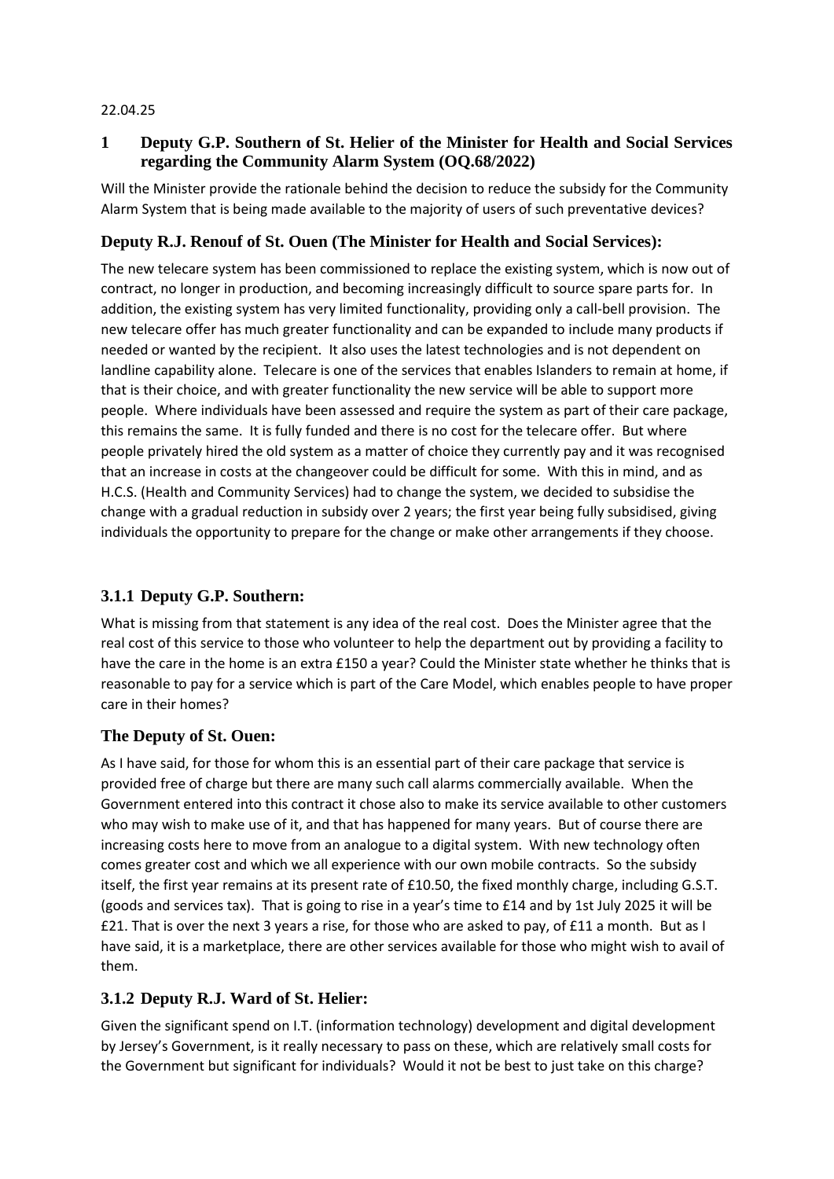22.04.25

## 1 Deputy G.P. Southern of St. Helier of the Minister for Health and Social Services regarding the Community Alarm System (OQ.68/2022)

Will the Minister provide the rationale behind the decision to reduce the subsidy for the Community Alarm System that is being made available to the majority of users of such preventative devices?

### Deputy R.J. Renouf of St. Ouen (The Minister for Health and Social Services):

The new telecare system has been commissioned to replace the existing system, which is now out of contract, no longer in production, and becoming increasingly difficult to source spare parts for. In addition, the existing system has very limited functionality, providing only a call-bell provision. The new telecare offer has much greater functionality and can be expanded to include many products if needed or wanted by the recipient. It also uses the latest technologies and is not dependent on landline capability alone. Telecare is one of the services that enables Islanders to remain at home, if that is their choice, and with greater functionality the new service will be able to support more people. Where individuals have been assessed and require the system as part of their care package, this remains the same. It is fully funded and there is no cost for the telecare offer. But where people privately hired the old system as a matter of choice they currently pay and it was recognised that an increase in costs at the changeover could be difficult for some. With this in mind, and as H.C.S. (Health and Community Services) had to change the system, we decided to subsidise the change with a gradual reduction in subsidy over 2 years; the first year being fully subsidised, giving individuals the opportunity to prepare for the change or make other arrangements if they choose.

### 3.1.1 Deputy G.P. Southern:

What is missing from that statement is any idea of the real cost. Does the Minister agree that the real cost of this service to those who volunteer to help the department out by providing a facility to have the care in the home is an extra £150 a year? Could the Minister state whether he thinks that is reasonable to pay for a service which is part of the Care Model, which enables people to have proper care in their homes?

### The Deputy of St. Ouen:

As I have said, for those for whom this is an essential part of their care package that service is provided free of charge but there are many such call alarms commercially available. When the Government entered into this contract it chose also to make its service available to other customers who may wish to make use of it, and that has happened for many years. But of course there are increasing costs here to move from an analogue to a digital system. With new technology often comes greater cost and which we all experience with our own mobile contracts. So the subsidy itself, the first year remains at its present rate of £10.50, the fixed monthly charge, including G.S.T. (goods and services tax). That is going to rise in a year's time to £14 and by 1st July 2025 it will be £21. That is over the next 3 years a rise, for those who are asked to pay, of £11 a month. But as I have said, it is a marketplace, there are other services available for those who might wish to avail of them.

### 3.1.2 Deputy R.J. Ward of St. Helier:

Given the significant spend on I.T. (information technology) development and digital development by Jersey's Government, is it really necessary to pass on these, which are relatively small costs for the Government but significant for individuals? Would it not be best to just take on this charge?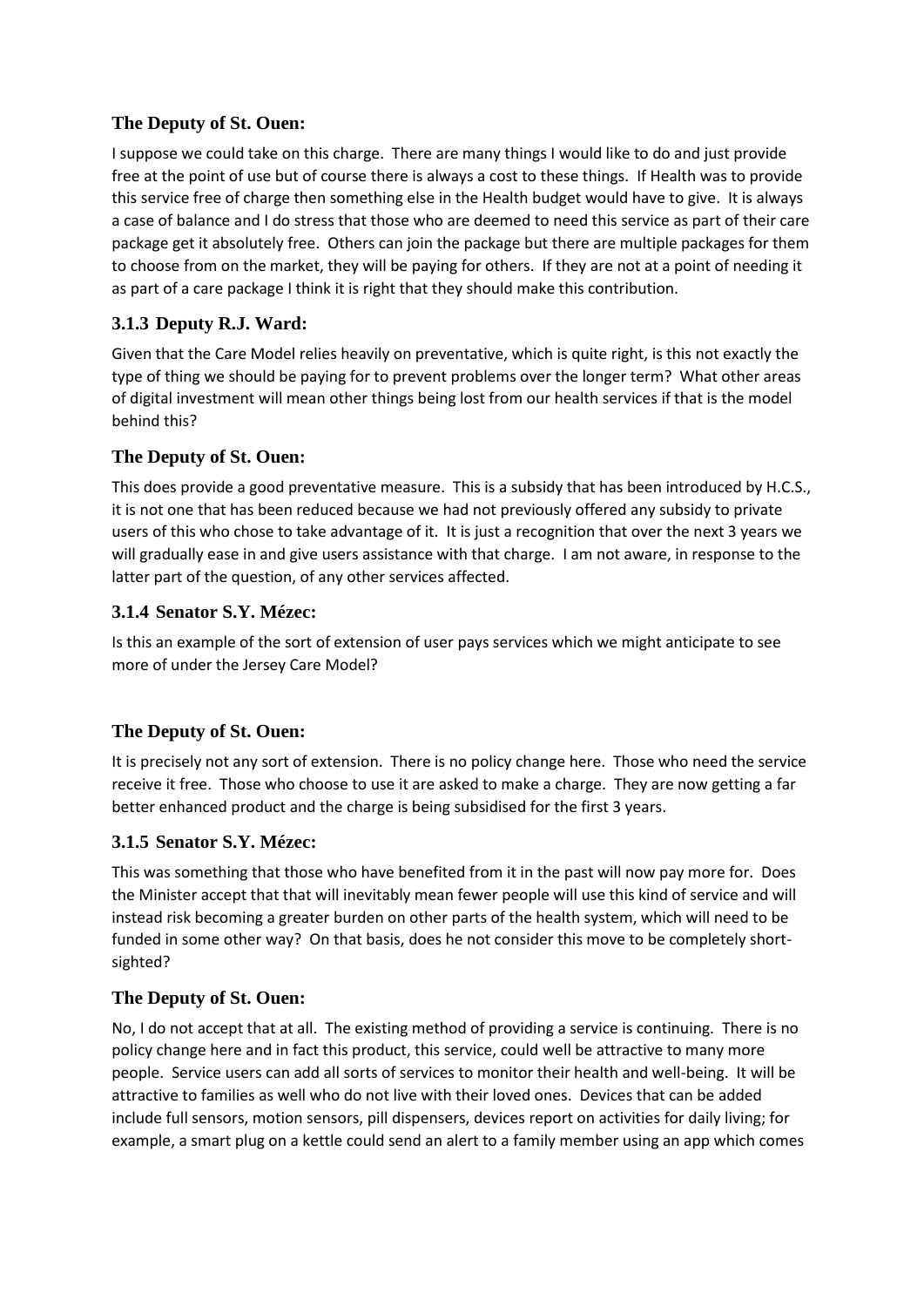### The Deputy of St. Ouen:

I suppose we could take on this charge. There are many things I would like to do and just provide free at the point of use but of course there is always a cost to these things. If Health was to provide this service free of charge then something else in the Health budget would have to give. It is always a case of balance and I do stress that those who are deemed to need this service as part of their care package get it absolutely free. Others can join the package but there are multiple packages for them to choose from on the market, they will be paying for others. If they are not at a point of needing it as part of a care package I think it is right that they should make this contribution.

### 3.1.3 Deputy R.J. Ward:

Given that the Care Model relies heavily on preventative, which is quite right, is this not exactly the type of thing we should be paying for to prevent problems over the longer term? What other areas of digital investment will mean other things being lost from our health services if that is the model behind this?

### The Deputy of St. Ouen:

This does provide a good preventative measure. This is a subsidy that has been introduced by H.C.S., it is not one that has been reduced because we had not previously offered any subsidy to private users of this who chose to take advantage of it. It is just a recognition that over the next 3 years we will gradually ease in and give users assistance with that charge. I am not aware, in response to the latter part of the question, of any other services affected.

### 3.1.4 Senator S.Y. Mézec:

Is this an example of the sort of extension of user pays services which we might anticipate to see more of under the Jersey Care Model?

### The Deputy of St. Ouen:

It is precisely not any sort of extension. There is no policy change here. Those who need the service receive it free. Those who choose to use it are asked to make a charge. They are now getting a far better enhanced product and the charge is being subsidised for the first 3 years.

### 3.1.5 Senator S.Y. Mézec:

This was something that those who have benefited from it in the past will now pay more for. Does the Minister accept that that will inevitably mean fewer people will use this kind of service and will instead risk becoming a greater burden on other parts of the health system, which will need to be funded in some other way? On that basis, does he not consider this move to be completely short-sighted?

### The Deputy of St. Ouen:

No, I do not accept that at all. The existing method of providing a service is continuing. There is no policy change here and in fact this product, this service, could well be attractive to many more people. Service users can add all sorts of services to monitor their health and well-being. It will be attractive to families as well who do not live with their loved ones. Devices that can be added include full sensors, motion sensors, pill dispensers, devices report on activities for daily living; for example, a smart plug on a kettle could send an alert to a family member using an app which comes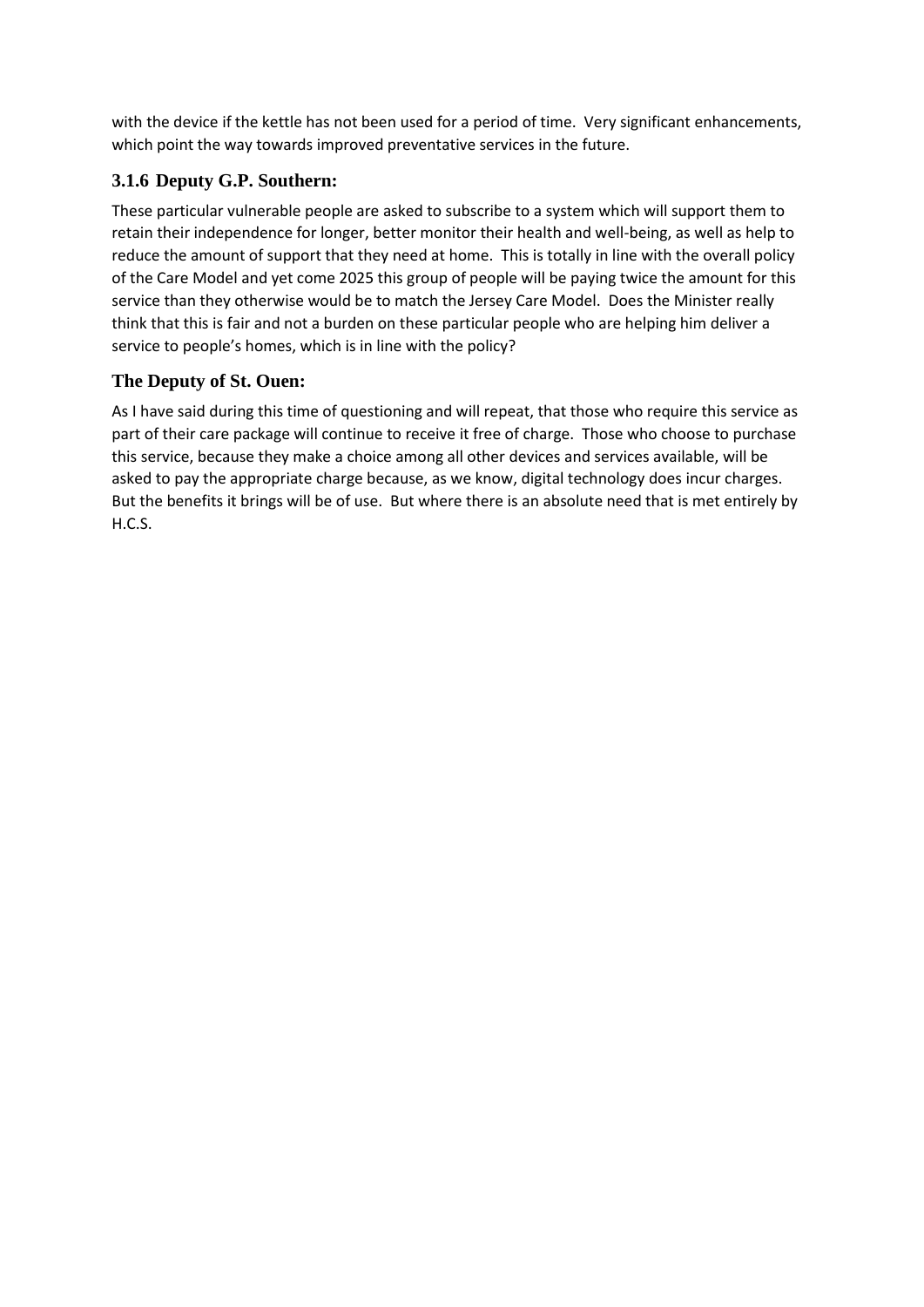with the device if the kettle has not been used for a period of time. Very significant enhancements, which point the way towards improved preventative services in the future.

### 3.1.6 Deputy G.P. Southern:

These particular vulnerable people are asked to subscribe to a system which will support them to retain their independence for longer, better monitor their health and well-being, as well as help to reduce the amount of support that they need at home. This is totally in line with the overall policy of the Care Model and yet come 2025 this group of people will be paying twice the amount for this service than they otherwise would be to match the Jersey Care Model. Does the Minister really think that this is fair and not a burden on these particular people who are helping him deliver a service to people's homes, which is in line with the policy?

### The Deputy of St. Ouen:

As I have said during this time of questioning and will repeat, that those who require this service as part of their care package will continue to receive it free of charge. Those who choose to purchase this service, because they make a choice among all other devices and services available, will be asked to pay the appropriate charge because, as we know, digital technology does incur charges. But the benefits it brings will be of use. But where there is an absolute need that is met entirely by H.C.S.